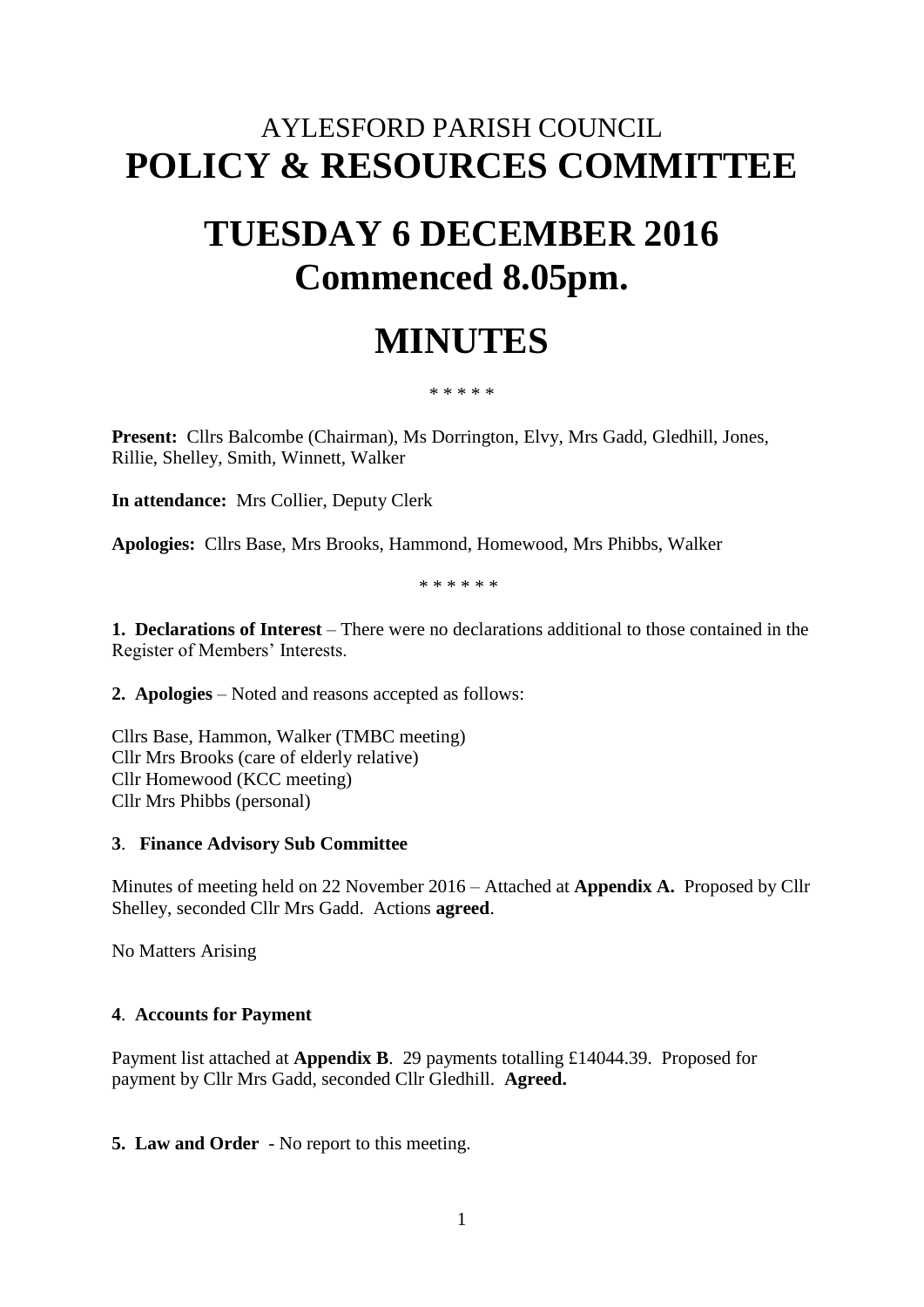# AYLESFORD PARISH COUNCIL
# POLICY & RESOURCES COMMITTEE

# TUESDAY 6 DECEMBER 2016
# Commenced 8.05pm.

# MINUTES

\* \* \* \* \*

**Present:** Cllrs Balcombe (Chairman), Ms Dorrington, Elvy, Mrs Gadd, Gledhill, Jones, Rillie, Shelley, Smith, Winnett, Walker

**In attendance:** Mrs Collier, Deputy Clerk

**Apologies:** Cllrs Base, Mrs Brooks, Hammond, Homewood, Mrs Phibbs, Walker

\* \* \* \* \* \*

**1. Declarations of Interest** – There were no declarations additional to those contained in the Register of Members' Interests.

**2. Apologies** – Noted and reasons accepted as follows:

Cllrs Base, Hammon, Walker (TMBC meeting)
Cllr Mrs Brooks (care of elderly relative)
Cllr Homewood (KCC meeting)
Cllr Mrs Phibbs (personal)

**3**. **Finance Advisory Sub Committee**

Minutes of meeting held on 22 November 2016 – Attached at **Appendix A.** Proposed by Cllr Shelley, seconded Cllr Mrs Gadd. Actions **agreed**.

No Matters Arising

**4**. **Accounts for Payment**

Payment list attached at **Appendix B**. 29 payments totalling £14044.39. Proposed for payment by Cllr Mrs Gadd, seconded Cllr Gledhill. **Agreed.**

**5. Law and Order** - No report to this meeting.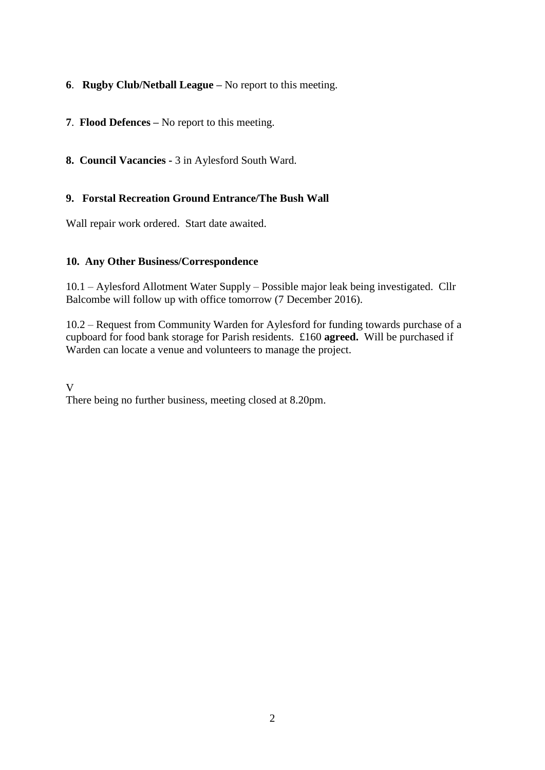**6**. **Rugby Club/Netball League –** No report to this meeting.

**7**. **Flood Defences –** No report to this meeting.

**8. Council Vacancies -** 3 in Aylesford South Ward.

**9. Forstal Recreation Ground Entrance/The Bush Wall**

Wall repair work ordered. Start date awaited.

**10. Any Other Business/Correspondence**

10.1 – Aylesford Allotment Water Supply – Possible major leak being investigated. Cllr Balcombe will follow up with office tomorrow (7 December 2016).

10.2 – Request from Community Warden for Aylesford for funding towards purchase of a cupboard for food bank storage for Parish residents. £160 **agreed.** Will be purchased if Warden can locate a venue and volunteers to manage the project.

V
There being no further business, meeting closed at 8.20pm.